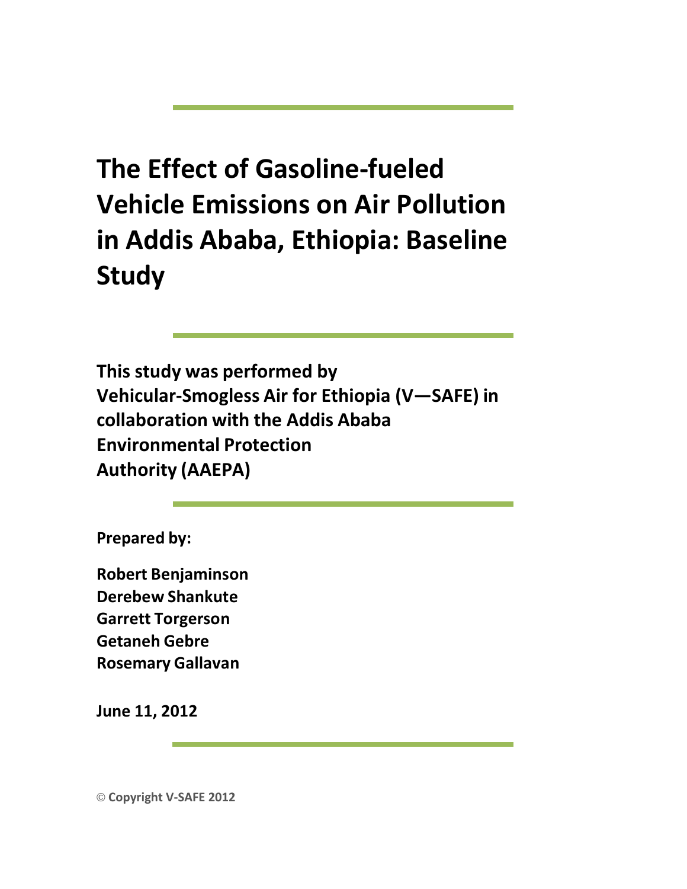# The Effect of Gasoline-fueled Vehicle Emissions on Air Pollution in Addis Ababa, Ethiopia: Baseline Study

**This study was performed by Vehicular-Smogless Air for Ethiopia (V—SAFE) in collaboration with the Addis Ababa Environmental Protection Authority (AAEPA)**

**Prepared by:**

**Robert Benjaminson**
**Derebew Shankute**
**Garrett Torgerson**
**Getaneh Gebre**
**Rosemary Gallavan**

**June 11, 2012**

© **Copyright V-SAFE 2012**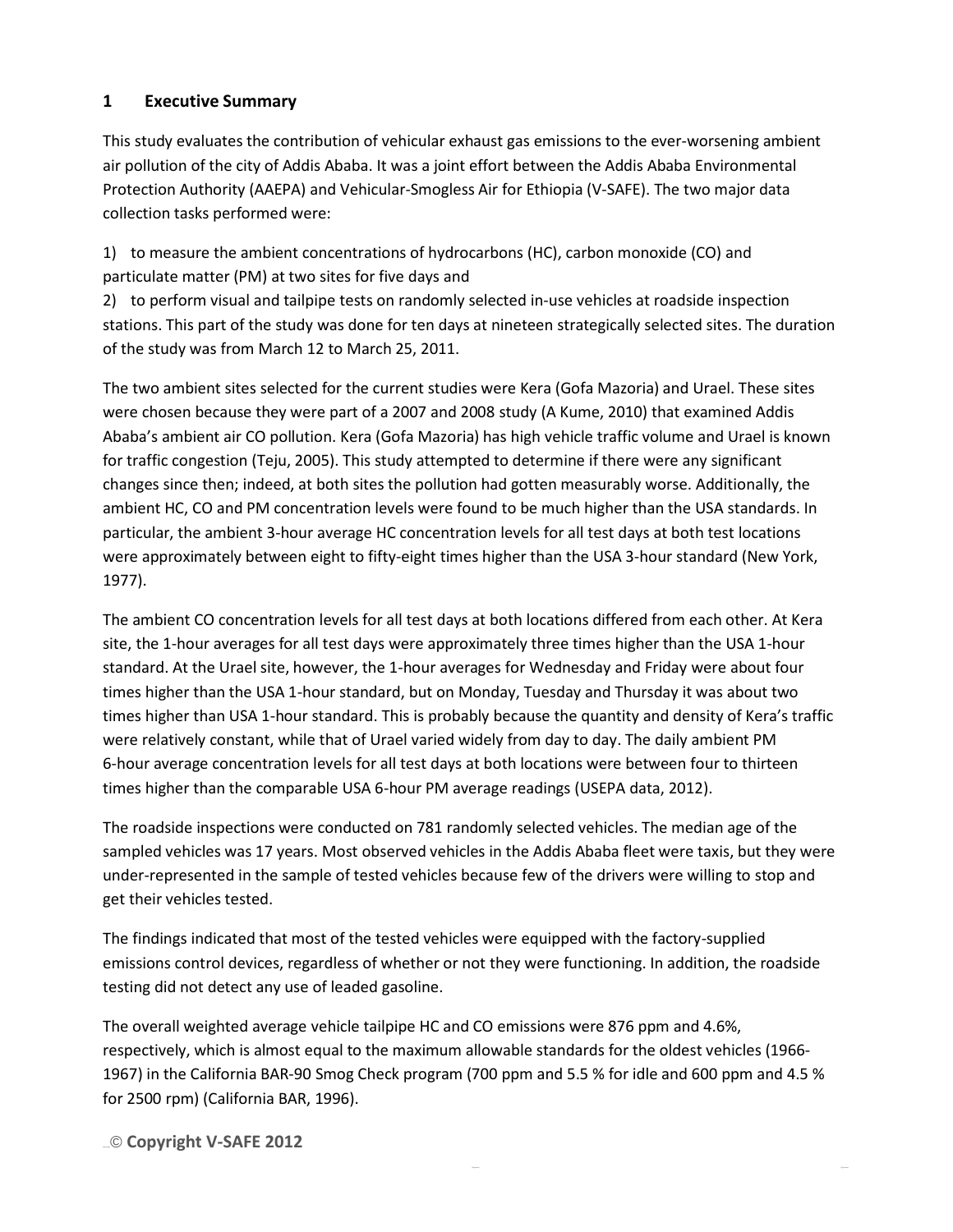# 1 Executive Summary

This study evaluates the contribution of vehicular exhaust gas emissions to the ever-worsening ambient air pollution of the city of Addis Ababa. It was a joint effort between the Addis Ababa Environmental Protection Authority (AAEPA) and Vehicular-Smogless Air for Ethiopia (V-SAFE). The two major data collection tasks performed were:

1) to measure the ambient concentrations of hydrocarbons (HC), carbon monoxide (CO) and particulate matter (PM) at two sites for five days and
2) to perform visual and tailpipe tests on randomly selected in-use vehicles at roadside inspection stations. This part of the study was done for ten days at nineteen strategically selected sites. The duration of the study was from March 12 to March 25, 2011.

The two ambient sites selected for the current studies were Kera (Gofa Mazoria) and Urael. These sites were chosen because they were part of a 2007 and 2008 study (A Kume, 2010) that examined Addis Ababa's ambient air CO pollution. Kera (Gofa Mazoria) has high vehicle traffic volume and Urael is known for traffic congestion (Teju, 2005). This study attempted to determine if there were any significant changes since then; indeed, at both sites the pollution had gotten measurably worse. Additionally, the ambient HC, CO and PM concentration levels were found to be much higher than the USA standards. In particular, the ambient 3-hour average HC concentration levels for all test days at both test locations were approximately between eight to fifty-eight times higher than the USA 3-hour standard (New York, 1977).

The ambient CO concentration levels for all test days at both locations differed from each other. At Kera site, the 1-hour averages for all test days were approximately three times higher than the USA 1-hour standard. At the Urael site, however, the 1-hour averages for Wednesday and Friday were about four times higher than the USA 1-hour standard, but on Monday, Tuesday and Thursday it was about two times higher than USA 1-hour standard. This is probably because the quantity and density of Kera's traffic were relatively constant, while that of Urael varied widely from day to day. The daily ambient PM 6-hour average concentration levels for all test days at both locations were between four to thirteen times higher than the comparable USA 6-hour PM average readings (USEPA data, 2012).

The roadside inspections were conducted on 781 randomly selected vehicles. The median age of the sampled vehicles was 17 years. Most observed vehicles in the Addis Ababa fleet were taxis, but they were under-represented in the sample of tested vehicles because few of the drivers were willing to stop and get their vehicles tested.

The findings indicated that most of the tested vehicles were equipped with the factory-supplied emissions control devices, regardless of whether or not they were functioning. In addition, the roadside testing did not detect any use of leaded gasoline.

The overall weighted average vehicle tailpipe HC and CO emissions were 876 ppm and 4.6%, respectively, which is almost equal to the maximum allowable standards for the oldest vehicles (1966-1967) in the California BAR-90 Smog Check program (700 ppm and 5.5 % for idle and 600 ppm and 4.5 % for 2500 rpm) (California BAR, 1996).

© **Copyright V-SAFE 2012**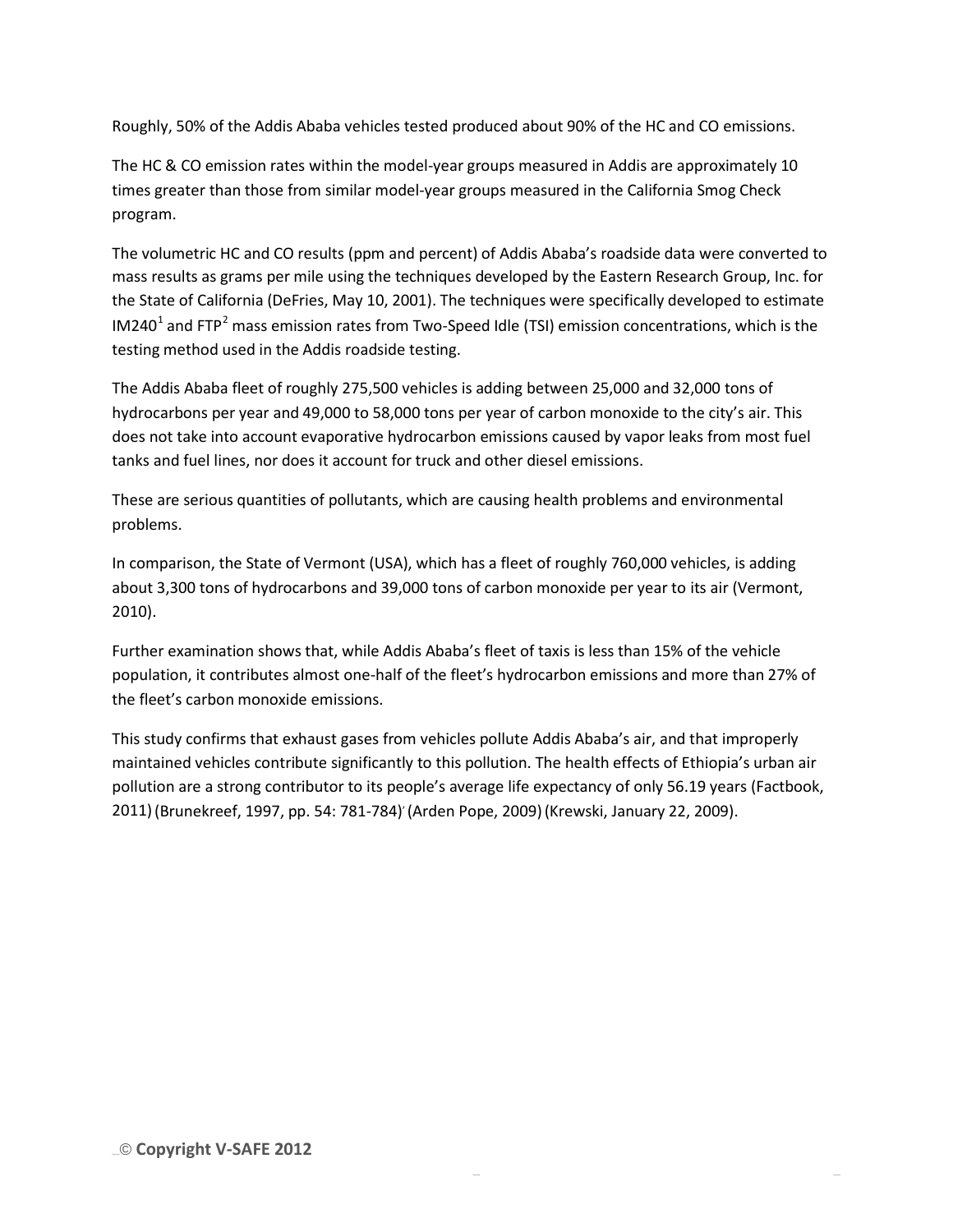Roughly, 50% of the Addis Ababa vehicles tested produced about 90% of the HC and CO emissions.

The HC & CO emission rates within the model-year groups measured in Addis are approximately 10 times greater than those from similar model-year groups measured in the California Smog Check program.

The volumetric HC and CO results (ppm and percent) of Addis Ababa's roadside data were converted to mass results as grams per mile using the techniques developed by the Eastern Research Group, Inc. for the State of California (DeFries, May 10, 2001). The techniques were specifically developed to estimate IM240[1] and FTP[2] mass emission rates from Two-Speed Idle (TSI) emission concentrations, which is the testing method used in the Addis roadside testing.

The Addis Ababa fleet of roughly 275,500 vehicles is adding between 25,000 and 32,000 tons of hydrocarbons per year and 49,000 to 58,000 tons per year of carbon monoxide to the city's air. This does not take into account evaporative hydrocarbon emissions caused by vapor leaks from most fuel tanks and fuel lines, nor does it account for truck and other diesel emissions.

These are serious quantities of pollutants, which are causing health problems and environmental problems.

In comparison, the State of Vermont (USA), which has a fleet of roughly 760,000 vehicles, is adding about 3,300 tons of hydrocarbons and 39,000 tons of carbon monoxide per year to its air (Vermont, 2010).

Further examination shows that, while Addis Ababa's fleet of taxis is less than 15% of the vehicle population, it contributes almost one-half of the fleet's hydrocarbon emissions and more than 27% of the fleet's carbon monoxide emissions.

This study confirms that exhaust gases from vehicles pollute Addis Ababa's air, and that improperly maintained vehicles contribute significantly to this pollution. The health effects of Ethiopia's urban air pollution are a strong contributor to its people's average life expectancy of only 56.19 years (Factbook, 2011) (Brunekreef, 1997, pp. 54: 781-784) (Arden Pope, 2009) (Krewski, January 22, 2009).

© **Copyright V-SAFE 2012**